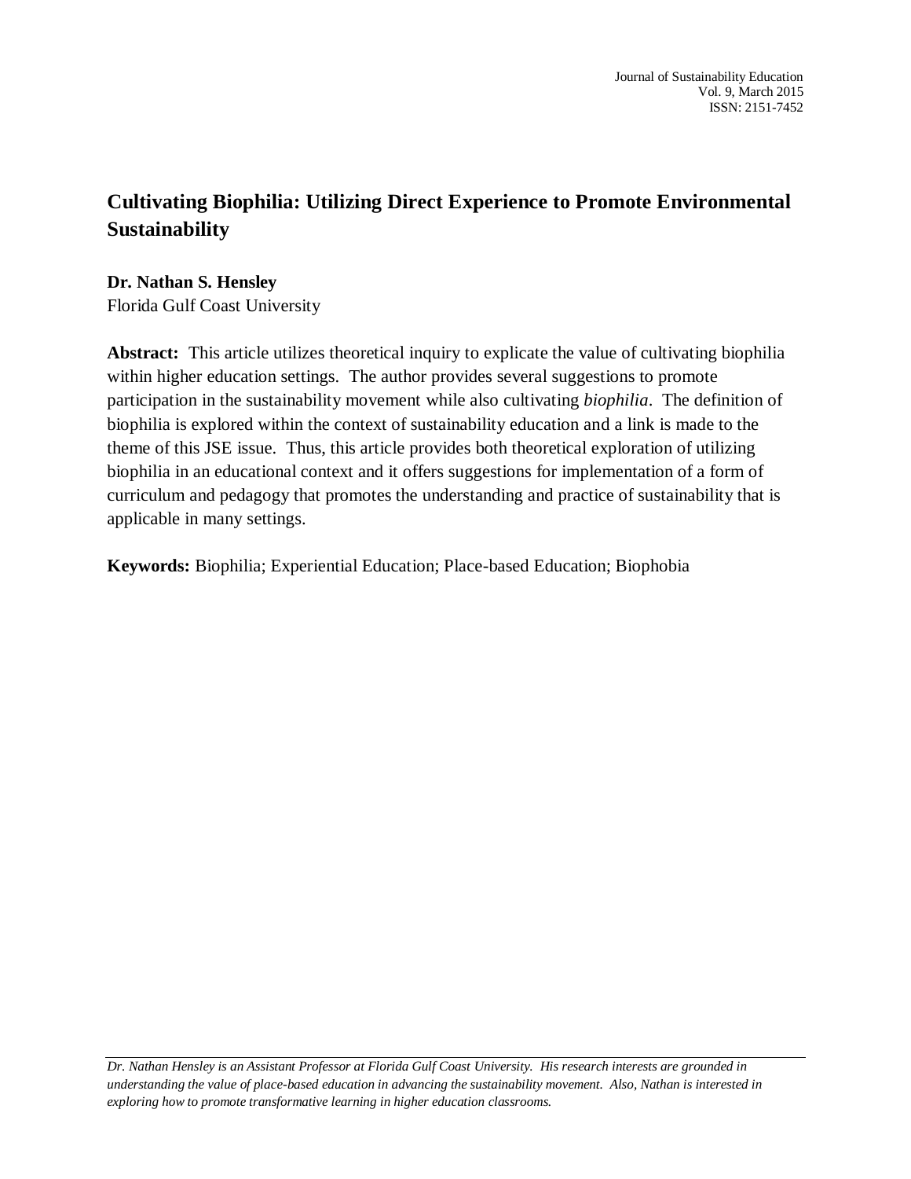# Cultivating Biophilia: Utilizing Direct Experience to Promote Environmental Sustainability

**Dr. Nathan S. Hensley**
Florida Gulf Coast University

**Abstract:** This article utilizes theoretical inquiry to explicate the value of cultivating biophilia within higher education settings. The author provides several suggestions to promote participation in the sustainability movement while also cultivating *biophilia*. The definition of biophilia is explored within the context of sustainability education and a link is made to the theme of this JSE issue. Thus, this article provides both theoretical exploration of utilizing biophilia in an educational context and it offers suggestions for implementation of a form of curriculum and pedagogy that promotes the understanding and practice of sustainability that is applicable in many settings.

**Keywords:** Biophilia; Experiential Education; Place-based Education; Biophobia

---

*Dr. Nathan Hensley is an Assistant Professor at Florida Gulf Coast University. His research interests are grounded in understanding the value of place-based education in advancing the sustainability movement. Also, Nathan is interested in exploring how to promote transformative learning in higher education classrooms.*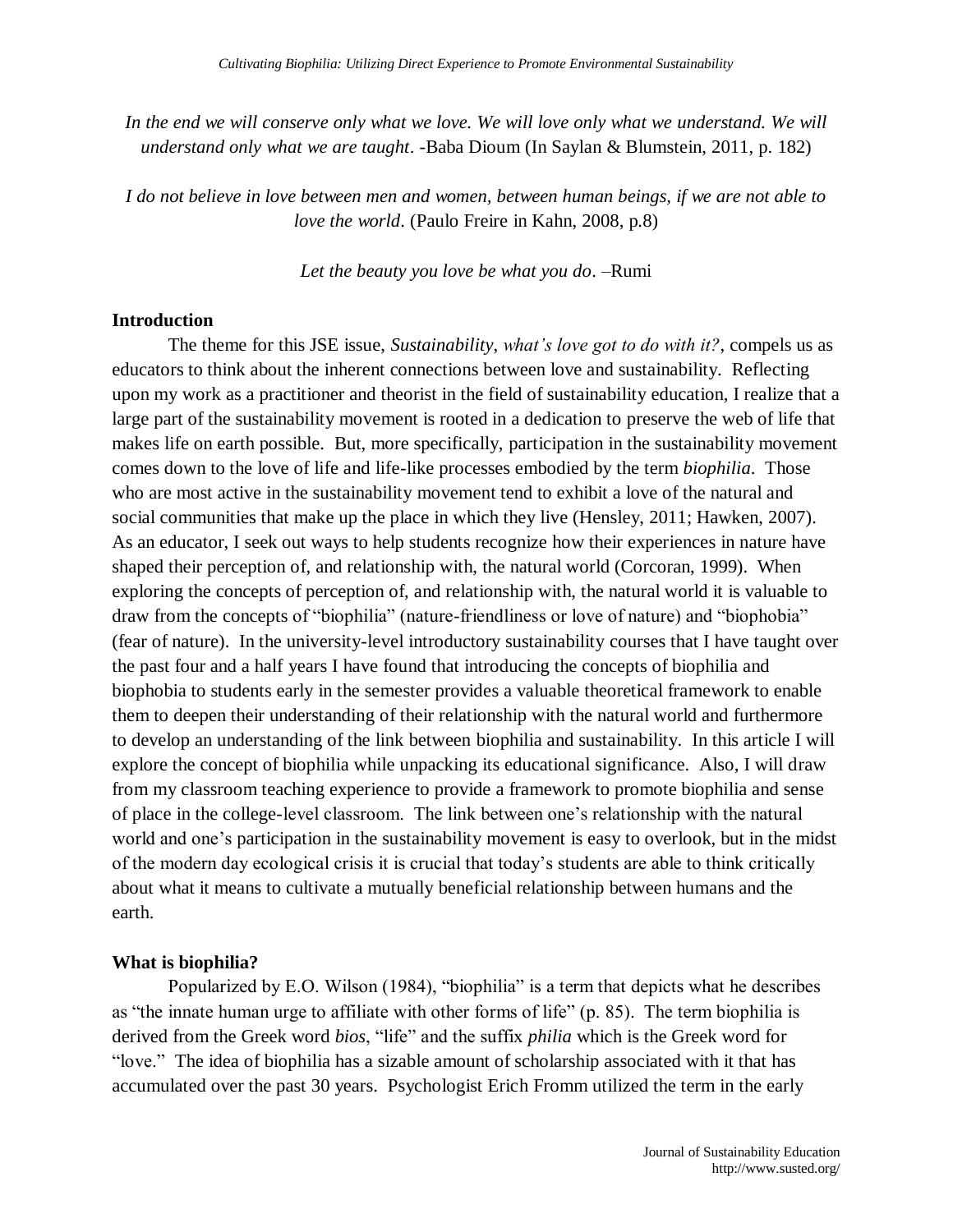*In the end we will conserve only what we love. We will love only what we understand. We will understand only what we are taught*. -Baba Dioum (In Saylan & Blumstein, 2011, p. 182)

*I do not believe in love between men and women, between human beings, if we are not able to love the world*. (Paulo Freire in Kahn, 2008, p.8)

*Let the beauty you love be what you do*. –Rumi

## Introduction

The theme for this JSE issue, *Sustainability, what's love got to do with it?*, compels us as educators to think about the inherent connections between love and sustainability. Reflecting upon my work as a practitioner and theorist in the field of sustainability education, I realize that a large part of the sustainability movement is rooted in a dedication to preserve the web of life that makes life on earth possible. But, more specifically, participation in the sustainability movement comes down to the love of life and life-like processes embodied by the term *biophilia*. Those who are most active in the sustainability movement tend to exhibit a love of the natural and social communities that make up the place in which they live (Hensley, 2011; Hawken, 2007). As an educator, I seek out ways to help students recognize how their experiences in nature have shaped their perception of, and relationship with, the natural world (Corcoran, 1999). When exploring the concepts of perception of, and relationship with, the natural world it is valuable to draw from the concepts of "biophilia" (nature-friendliness or love of nature) and "biophobia" (fear of nature). In the university-level introductory sustainability courses that I have taught over the past four and a half years I have found that introducing the concepts of biophilia and biophobia to students early in the semester provides a valuable theoretical framework to enable them to deepen their understanding of their relationship with the natural world and furthermore to develop an understanding of the link between biophilia and sustainability. In this article I will explore the concept of biophilia while unpacking its educational significance. Also, I will draw from my classroom teaching experience to provide a framework to promote biophilia and sense of place in the college-level classroom. The link between one's relationship with the natural world and one's participation in the sustainability movement is easy to overlook, but in the midst of the modern day ecological crisis it is crucial that today's students are able to think critically about what it means to cultivate a mutually beneficial relationship between humans and the earth.

## What is biophilia?

Popularized by E.O. Wilson (1984), "biophilia" is a term that depicts what he describes as "the innate human urge to affiliate with other forms of life" (p. 85). The term biophilia is derived from the Greek word *bios*, "life" and the suffix *philia* which is the Greek word for "love." The idea of biophilia has a sizable amount of scholarship associated with it that has accumulated over the past 30 years. Psychologist Erich Fromm utilized the term in the early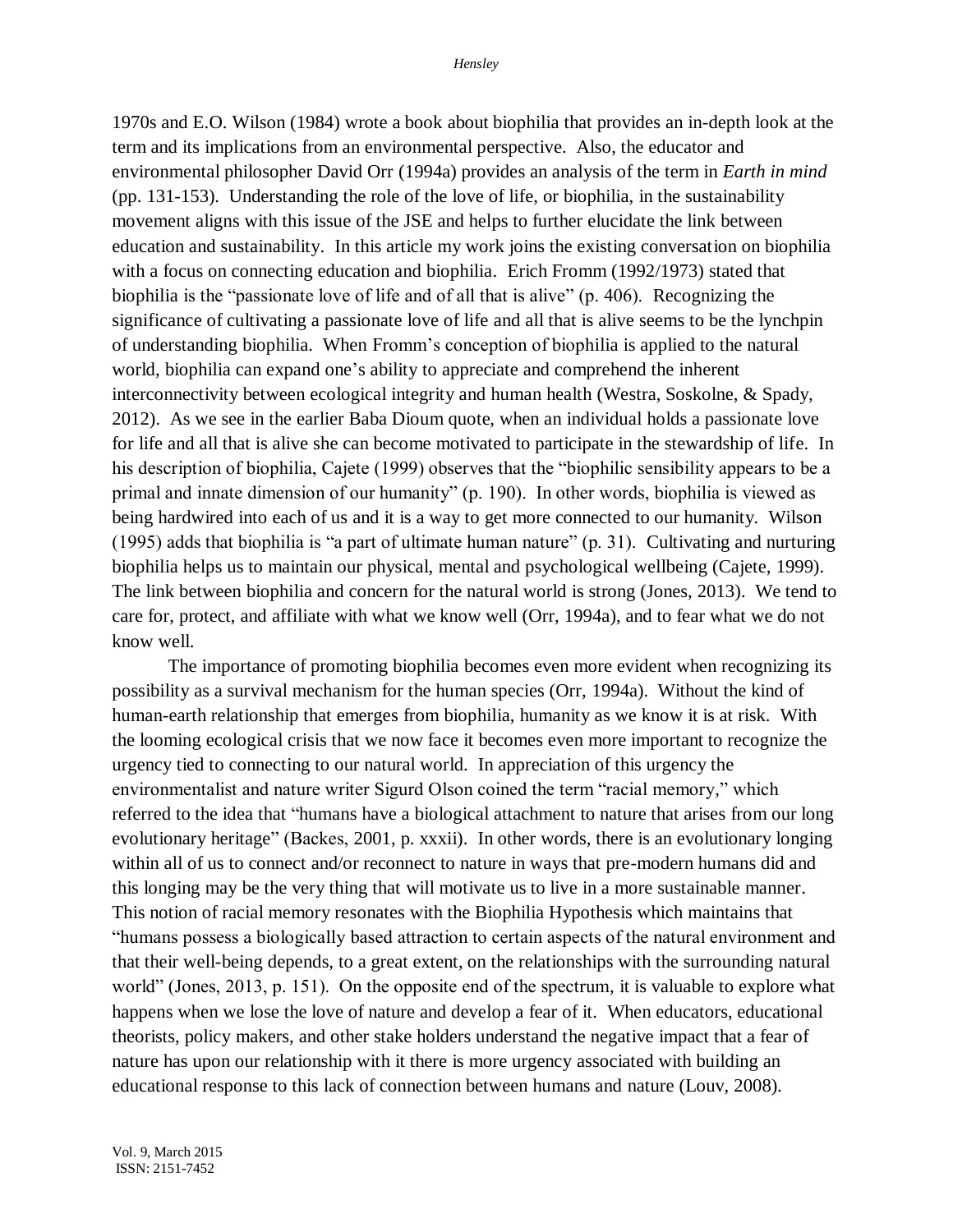1970s and E.O. Wilson (1984) wrote a book about biophilia that provides an in-depth look at the term and its implications from an environmental perspective. Also, the educator and environmental philosopher David Orr (1994a) provides an analysis of the term in *Earth in mind* (pp. 131-153). Understanding the role of the love of life, or biophilia, in the sustainability movement aligns with this issue of the JSE and helps to further elucidate the link between education and sustainability. In this article my work joins the existing conversation on biophilia with a focus on connecting education and biophilia. Erich Fromm (1992/1973) stated that biophilia is the "passionate love of life and of all that is alive" (p. 406). Recognizing the significance of cultivating a passionate love of life and all that is alive seems to be the lynchpin of understanding biophilia. When Fromm's conception of biophilia is applied to the natural world, biophilia can expand one's ability to appreciate and comprehend the inherent interconnectivity between ecological integrity and human health (Westra, Soskolne, & Spady, 2012). As we see in the earlier Baba Dioum quote, when an individual holds a passionate love for life and all that is alive she can become motivated to participate in the stewardship of life. In his description of biophilia, Cajete (1999) observes that the "biophilic sensibility appears to be a primal and innate dimension of our humanity" (p. 190). In other words, biophilia is viewed as being hardwired into each of us and it is a way to get more connected to our humanity. Wilson (1995) adds that biophilia is "a part of ultimate human nature" (p. 31). Cultivating and nurturing biophilia helps us to maintain our physical, mental and psychological wellbeing (Cajete, 1999). The link between biophilia and concern for the natural world is strong (Jones, 2013). We tend to care for, protect, and affiliate with what we know well (Orr, 1994a), and to fear what we do not know well.

The importance of promoting biophilia becomes even more evident when recognizing its possibility as a survival mechanism for the human species (Orr, 1994a). Without the kind of human-earth relationship that emerges from biophilia, humanity as we know it is at risk. With the looming ecological crisis that we now face it becomes even more important to recognize the urgency tied to connecting to our natural world. In appreciation of this urgency the environmentalist and nature writer Sigurd Olson coined the term "racial memory," which referred to the idea that "humans have a biological attachment to nature that arises from our long evolutionary heritage" (Backes, 2001, p. xxxii). In other words, there is an evolutionary longing within all of us to connect and/or reconnect to nature in ways that pre-modern humans did and this longing may be the very thing that will motivate us to live in a more sustainable manner. This notion of racial memory resonates with the Biophilia Hypothesis which maintains that "humans possess a biologically based attraction to certain aspects of the natural environment and that their well-being depends, to a great extent, on the relationships with the surrounding natural world" (Jones, 2013, p. 151). On the opposite end of the spectrum, it is valuable to explore what happens when we lose the love of nature and develop a fear of it. When educators, educational theorists, policy makers, and other stake holders understand the negative impact that a fear of nature has upon our relationship with it there is more urgency associated with building an educational response to this lack of connection between humans and nature (Louv, 2008).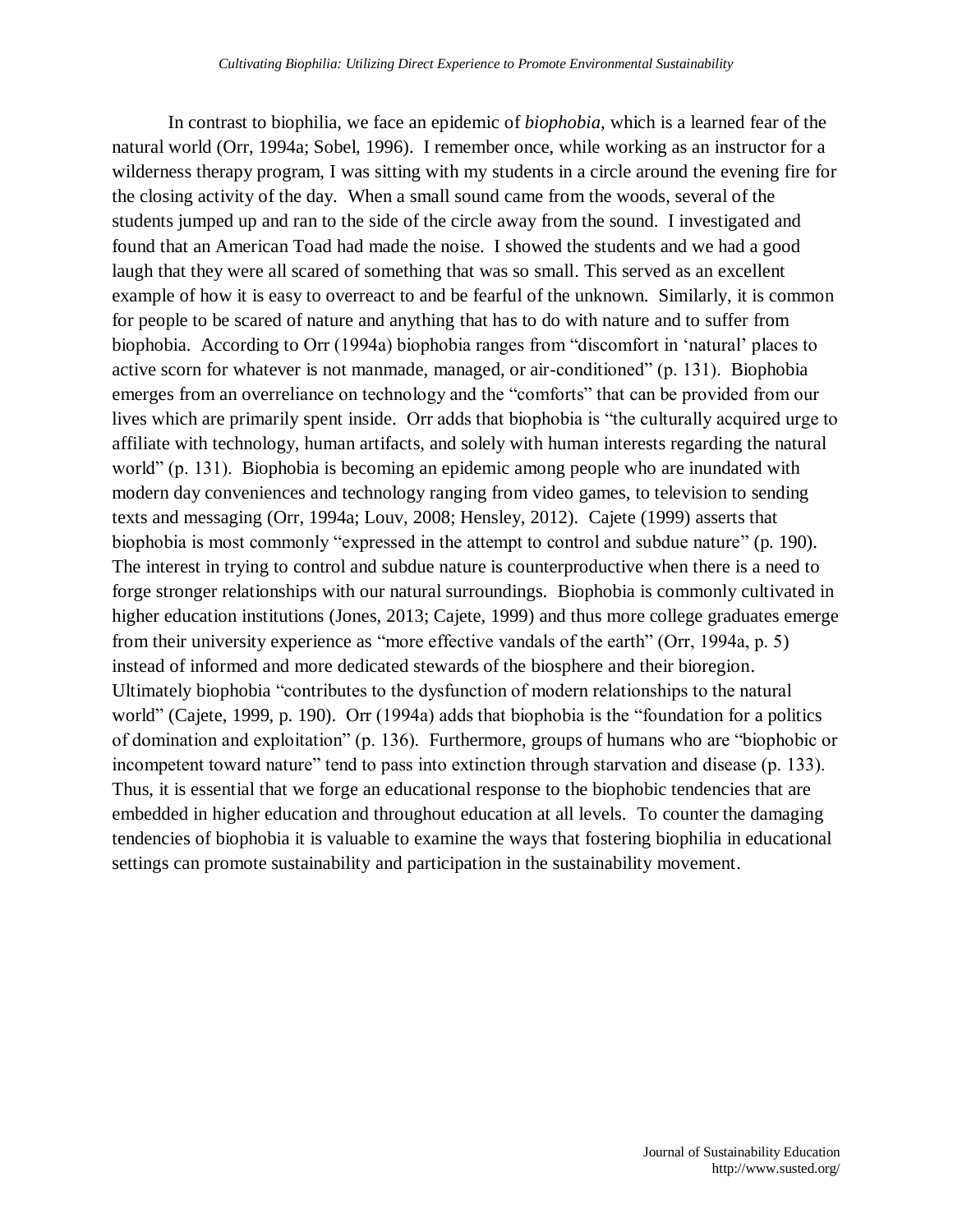In contrast to biophilia, we face an epidemic of *biophobia*, which is a learned fear of the natural world (Orr, 1994a; Sobel, 1996). I remember once, while working as an instructor for a wilderness therapy program, I was sitting with my students in a circle around the evening fire for the closing activity of the day. When a small sound came from the woods, several of the students jumped up and ran to the side of the circle away from the sound. I investigated and found that an American Toad had made the noise. I showed the students and we had a good laugh that they were all scared of something that was so small. This served as an excellent example of how it is easy to overreact to and be fearful of the unknown. Similarly, it is common for people to be scared of nature and anything that has to do with nature and to suffer from biophobia. According to Orr (1994a) biophobia ranges from "discomfort in 'natural' places to active scorn for whatever is not manmade, managed, or air-conditioned" (p. 131). Biophobia emerges from an overreliance on technology and the "comforts" that can be provided from our lives which are primarily spent inside. Orr adds that biophobia is "the culturally acquired urge to affiliate with technology, human artifacts, and solely with human interests regarding the natural world" (p. 131). Biophobia is becoming an epidemic among people who are inundated with modern day conveniences and technology ranging from video games, to television to sending texts and messaging (Orr, 1994a; Louv, 2008; Hensley, 2012). Cajete (1999) asserts that biophobia is most commonly "expressed in the attempt to control and subdue nature" (p. 190). The interest in trying to control and subdue nature is counterproductive when there is a need to forge stronger relationships with our natural surroundings. Biophobia is commonly cultivated in higher education institutions (Jones, 2013; Cajete, 1999) and thus more college graduates emerge from their university experience as "more effective vandals of the earth" (Orr, 1994a, p. 5) instead of informed and more dedicated stewards of the biosphere and their bioregion. Ultimately biophobia "contributes to the dysfunction of modern relationships to the natural world" (Cajete, 1999, p. 190). Orr (1994a) adds that biophobia is the "foundation for a politics of domination and exploitation" (p. 136). Furthermore, groups of humans who are "biophobic or incompetent toward nature" tend to pass into extinction through starvation and disease (p. 133). Thus, it is essential that we forge an educational response to the biophobic tendencies that are embedded in higher education and throughout education at all levels. To counter the damaging tendencies of biophobia it is valuable to examine the ways that fostering biophilia in educational settings can promote sustainability and participation in the sustainability movement.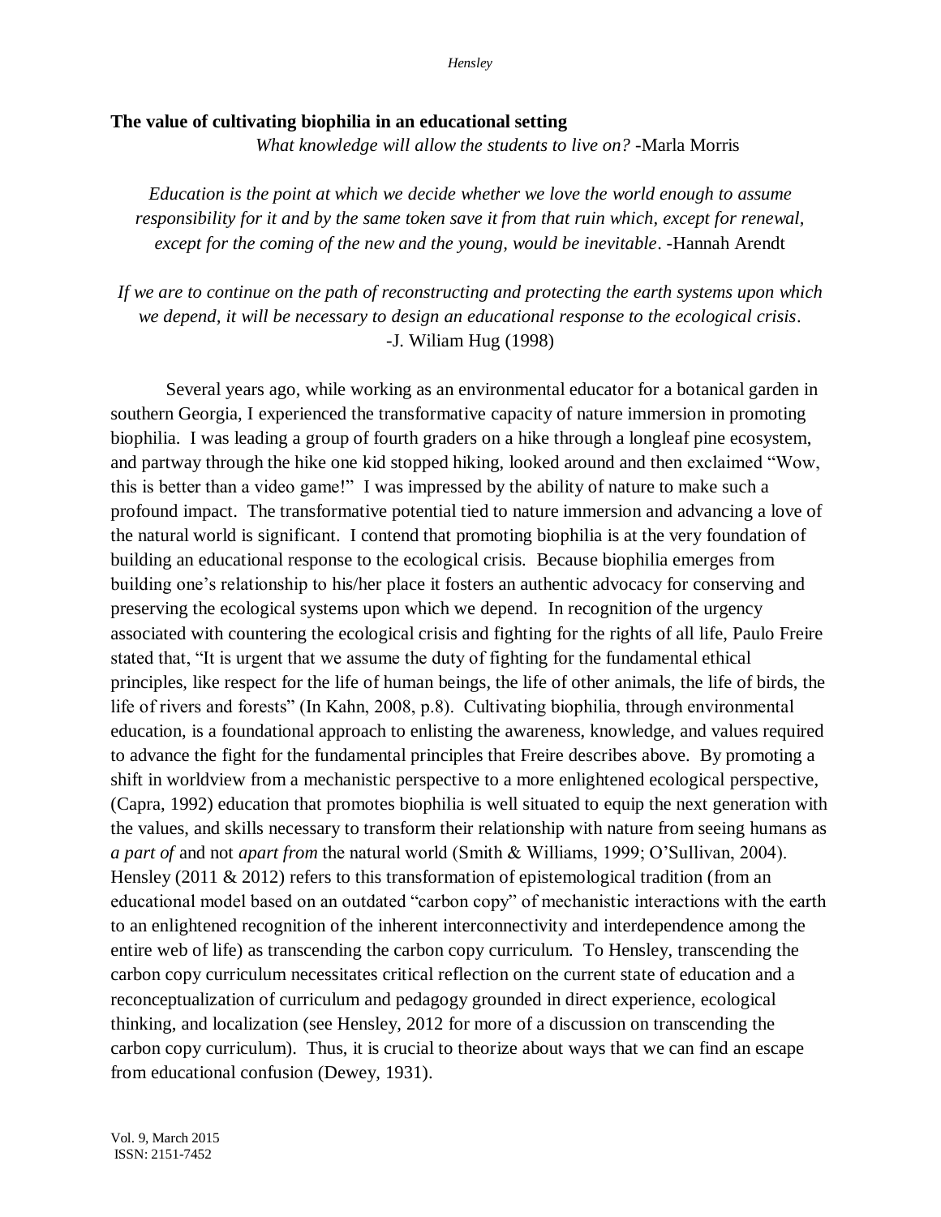**The value of cultivating biophilia in an educational setting**

*What knowledge will allow the students to live on?* -Marla Morris

*Education is the point at which we decide whether we love the world enough to assume responsibility for it and by the same token save it from that ruin which, except for renewal, except for the coming of the new and the young, would be inevitable*. -Hannah Arendt

*If we are to continue on the path of reconstructing and protecting the earth systems upon which we depend, it will be necessary to design an educational response to the ecological crisis*. -J. Wiliam Hug (1998)

Several years ago, while working as an environmental educator for a botanical garden in southern Georgia, I experienced the transformative capacity of nature immersion in promoting biophilia. I was leading a group of fourth graders on a hike through a longleaf pine ecosystem, and partway through the hike one kid stopped hiking, looked around and then exclaimed "Wow, this is better than a video game!" I was impressed by the ability of nature to make such a profound impact. The transformative potential tied to nature immersion and advancing a love of the natural world is significant. I contend that promoting biophilia is at the very foundation of building an educational response to the ecological crisis. Because biophilia emerges from building one's relationship to his/her place it fosters an authentic advocacy for conserving and preserving the ecological systems upon which we depend. In recognition of the urgency associated with countering the ecological crisis and fighting for the rights of all life, Paulo Freire stated that, "It is urgent that we assume the duty of fighting for the fundamental ethical principles, like respect for the life of human beings, the life of other animals, the life of birds, the life of rivers and forests" (In Kahn, 2008, p.8). Cultivating biophilia, through environmental education, is a foundational approach to enlisting the awareness, knowledge, and values required to advance the fight for the fundamental principles that Freire describes above. By promoting a shift in worldview from a mechanistic perspective to a more enlightened ecological perspective, (Capra, 1992) education that promotes biophilia is well situated to equip the next generation with the values, and skills necessary to transform their relationship with nature from seeing humans as *a part of* and not *apart from* the natural world (Smith & Williams, 1999; O'Sullivan, 2004). Hensley (2011 & 2012) refers to this transformation of epistemological tradition (from an educational model based on an outdated "carbon copy" of mechanistic interactions with the earth to an enlightened recognition of the inherent interconnectivity and interdependence among the entire web of life) as transcending the carbon copy curriculum. To Hensley, transcending the carbon copy curriculum necessitates critical reflection on the current state of education and a reconceptualization of curriculum and pedagogy grounded in direct experience, ecological thinking, and localization (see Hensley, 2012 for more of a discussion on transcending the carbon copy curriculum). Thus, it is crucial to theorize about ways that we can find an escape from educational confusion (Dewey, 1931).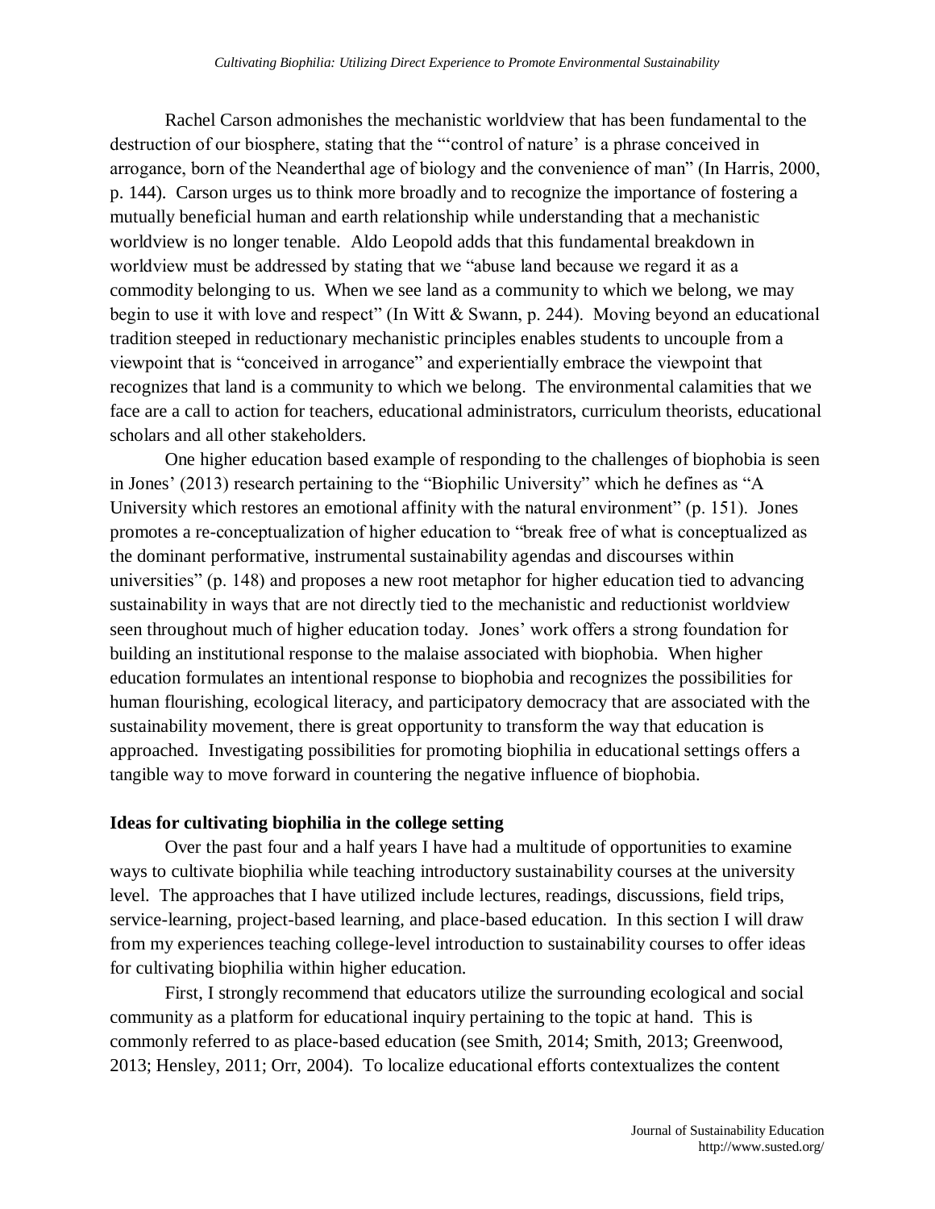Rachel Carson admonishes the mechanistic worldview that has been fundamental to the destruction of our biosphere, stating that the "'control of nature' is a phrase conceived in arrogance, born of the Neanderthal age of biology and the convenience of man" (In Harris, 2000, p. 144). Carson urges us to think more broadly and to recognize the importance of fostering a mutually beneficial human and earth relationship while understanding that a mechanistic worldview is no longer tenable. Aldo Leopold adds that this fundamental breakdown in worldview must be addressed by stating that we "abuse land because we regard it as a commodity belonging to us. When we see land as a community to which we belong, we may begin to use it with love and respect" (In Witt & Swann, p. 244). Moving beyond an educational tradition steeped in reductionary mechanistic principles enables students to uncouple from a viewpoint that is "conceived in arrogance" and experientially embrace the viewpoint that recognizes that land is a community to which we belong. The environmental calamities that we face are a call to action for teachers, educational administrators, curriculum theorists, educational scholars and all other stakeholders.

One higher education based example of responding to the challenges of biophobia is seen in Jones' (2013) research pertaining to the "Biophilic University" which he defines as "A University which restores an emotional affinity with the natural environment" (p. 151). Jones promotes a re-conceptualization of higher education to "break free of what is conceptualized as the dominant performative, instrumental sustainability agendas and discourses within universities" (p. 148) and proposes a new root metaphor for higher education tied to advancing sustainability in ways that are not directly tied to the mechanistic and reductionist worldview seen throughout much of higher education today. Jones' work offers a strong foundation for building an institutional response to the malaise associated with biophobia. When higher education formulates an intentional response to biophobia and recognizes the possibilities for human flourishing, ecological literacy, and participatory democracy that are associated with the sustainability movement, there is great opportunity to transform the way that education is approached. Investigating possibilities for promoting biophilia in educational settings offers a tangible way to move forward in countering the negative influence of biophobia.

**Ideas for cultivating biophilia in the college setting**

Over the past four and a half years I have had a multitude of opportunities to examine ways to cultivate biophilia while teaching introductory sustainability courses at the university level. The approaches that I have utilized include lectures, readings, discussions, field trips, service-learning, project-based learning, and place-based education. In this section I will draw from my experiences teaching college-level introduction to sustainability courses to offer ideas for cultivating biophilia within higher education.

First, I strongly recommend that educators utilize the surrounding ecological and social community as a platform for educational inquiry pertaining to the topic at hand. This is commonly referred to as place-based education (see Smith, 2014; Smith, 2013; Greenwood, 2013; Hensley, 2011; Orr, 2004). To localize educational efforts contextualizes the content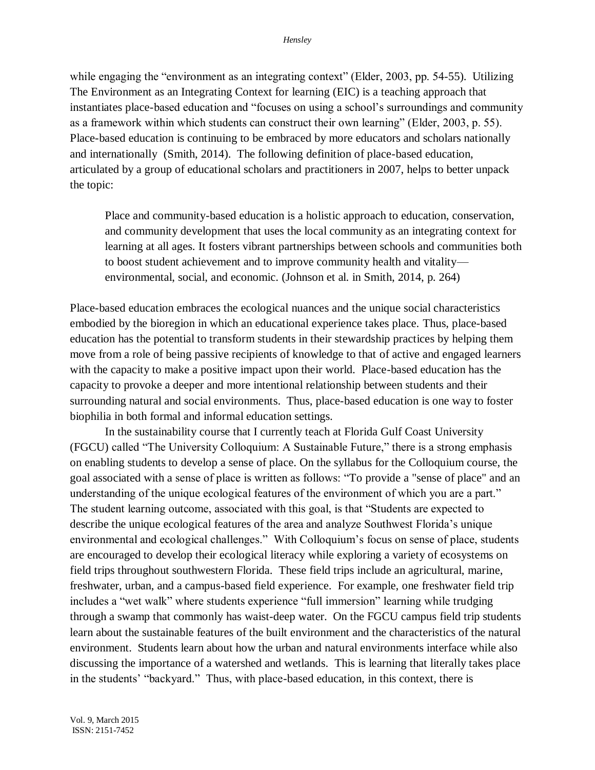while engaging the "environment as an integrating context" (Elder, 2003, pp. 54-55). Utilizing The Environment as an Integrating Context for learning (EIC) is a teaching approach that instantiates place-based education and "focuses on using a school's surroundings and community as a framework within which students can construct their own learning" (Elder, 2003, p. 55). Place-based education is continuing to be embraced by more educators and scholars nationally and internationally (Smith, 2014). The following definition of place-based education, articulated by a group of educational scholars and practitioners in 2007, helps to better unpack the topic:

> Place and community-based education is a holistic approach to education, conservation, and community development that uses the local community as an integrating context for learning at all ages. It fosters vibrant partnerships between schools and communities both to boost student achievement and to improve community health and vitality—environmental, social, and economic. (Johnson et al. in Smith, 2014, p. 264)

Place-based education embraces the ecological nuances and the unique social characteristics embodied by the bioregion in which an educational experience takes place. Thus, place-based education has the potential to transform students in their stewardship practices by helping them move from a role of being passive recipients of knowledge to that of active and engaged learners with the capacity to make a positive impact upon their world. Place-based education has the capacity to provoke a deeper and more intentional relationship between students and their surrounding natural and social environments. Thus, place-based education is one way to foster biophilia in both formal and informal education settings.

In the sustainability course that I currently teach at Florida Gulf Coast University (FGCU) called "The University Colloquium: A Sustainable Future," there is a strong emphasis on enabling students to develop a sense of place. On the syllabus for the Colloquium course, the goal associated with a sense of place is written as follows: "To provide a "sense of place" and an understanding of the unique ecological features of the environment of which you are a part." The student learning outcome, associated with this goal, is that "Students are expected to describe the unique ecological features of the area and analyze Southwest Florida's unique environmental and ecological challenges." With Colloquium's focus on sense of place, students are encouraged to develop their ecological literacy while exploring a variety of ecosystems on field trips throughout southwestern Florida. These field trips include an agricultural, marine, freshwater, urban, and a campus-based field experience. For example, one freshwater field trip includes a "wet walk" where students experience "full immersion" learning while trudging through a swamp that commonly has waist-deep water. On the FGCU campus field trip students learn about the sustainable features of the built environment and the characteristics of the natural environment. Students learn about how the urban and natural environments interface while also discussing the importance of a watershed and wetlands. This is learning that literally takes place in the students' "backyard." Thus, with place-based education, in this context, there is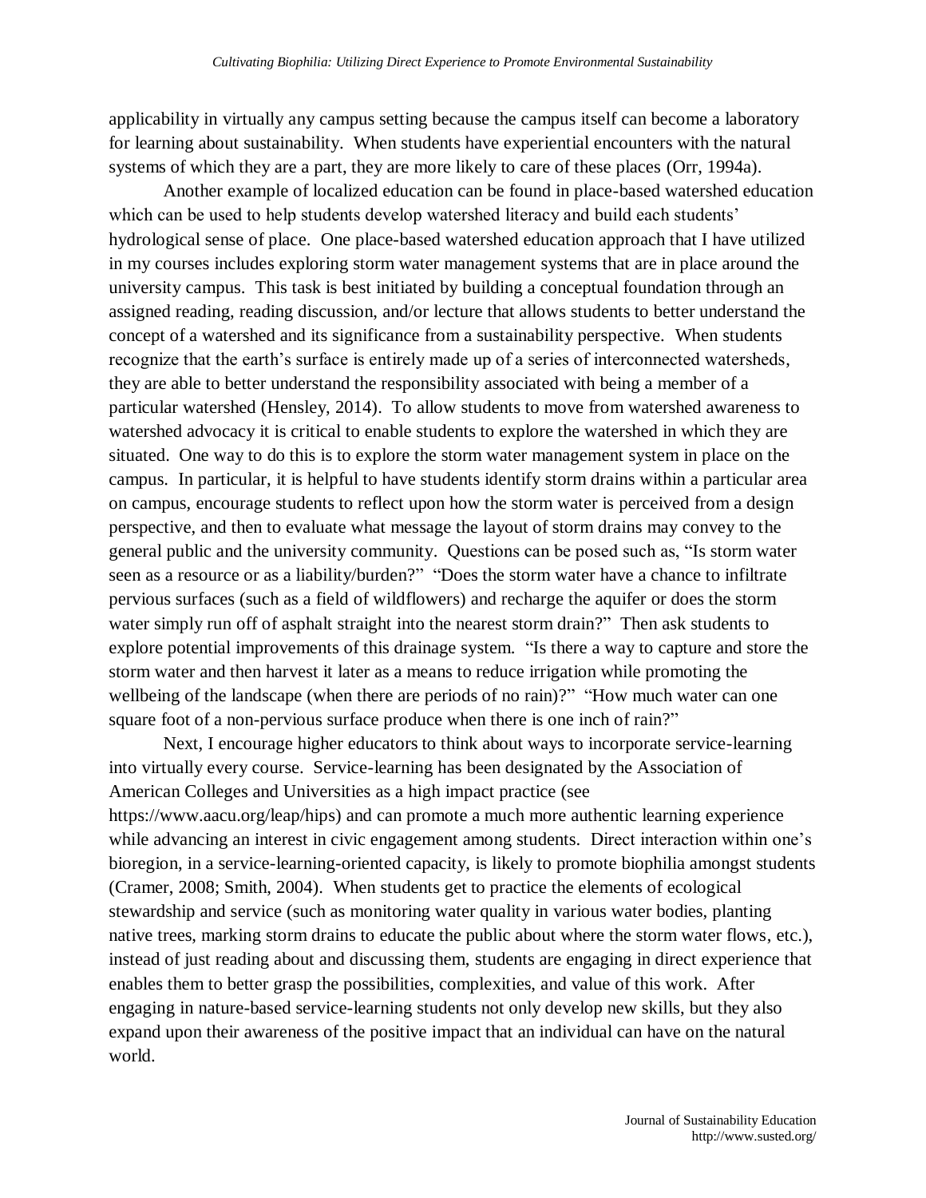applicability in virtually any campus setting because the campus itself can become a laboratory for learning about sustainability. When students have experiential encounters with the natural systems of which they are a part, they are more likely to care of these places (Orr, 1994a).

Another example of localized education can be found in place-based watershed education which can be used to help students develop watershed literacy and build each students' hydrological sense of place. One place-based watershed education approach that I have utilized in my courses includes exploring storm water management systems that are in place around the university campus. This task is best initiated by building a conceptual foundation through an assigned reading, reading discussion, and/or lecture that allows students to better understand the concept of a watershed and its significance from a sustainability perspective. When students recognize that the earth's surface is entirely made up of a series of interconnected watersheds, they are able to better understand the responsibility associated with being a member of a particular watershed (Hensley, 2014). To allow students to move from watershed awareness to watershed advocacy it is critical to enable students to explore the watershed in which they are situated. One way to do this is to explore the storm water management system in place on the campus. In particular, it is helpful to have students identify storm drains within a particular area on campus, encourage students to reflect upon how the storm water is perceived from a design perspective, and then to evaluate what message the layout of storm drains may convey to the general public and the university community. Questions can be posed such as, "Is storm water seen as a resource or as a liability/burden?" "Does the storm water have a chance to infiltrate pervious surfaces (such as a field of wildflowers) and recharge the aquifer or does the storm water simply run off of asphalt straight into the nearest storm drain?" Then ask students to explore potential improvements of this drainage system. "Is there a way to capture and store the storm water and then harvest it later as a means to reduce irrigation while promoting the wellbeing of the landscape (when there are periods of no rain)?" "How much water can one square foot of a non-pervious surface produce when there is one inch of rain?"

Next, I encourage higher educators to think about ways to incorporate service-learning into virtually every course. Service-learning has been designated by the Association of American Colleges and Universities as a high impact practice (see https://www.aacu.org/leap/hips) and can promote a much more authentic learning experience while advancing an interest in civic engagement among students. Direct interaction within one's bioregion, in a service-learning-oriented capacity, is likely to promote biophilia amongst students (Cramer, 2008; Smith, 2004). When students get to practice the elements of ecological stewardship and service (such as monitoring water quality in various water bodies, planting native trees, marking storm drains to educate the public about where the storm water flows, etc.), instead of just reading about and discussing them, students are engaging in direct experience that enables them to better grasp the possibilities, complexities, and value of this work. After engaging in nature-based service-learning students not only develop new skills, but they also expand upon their awareness of the positive impact that an individual can have on the natural world.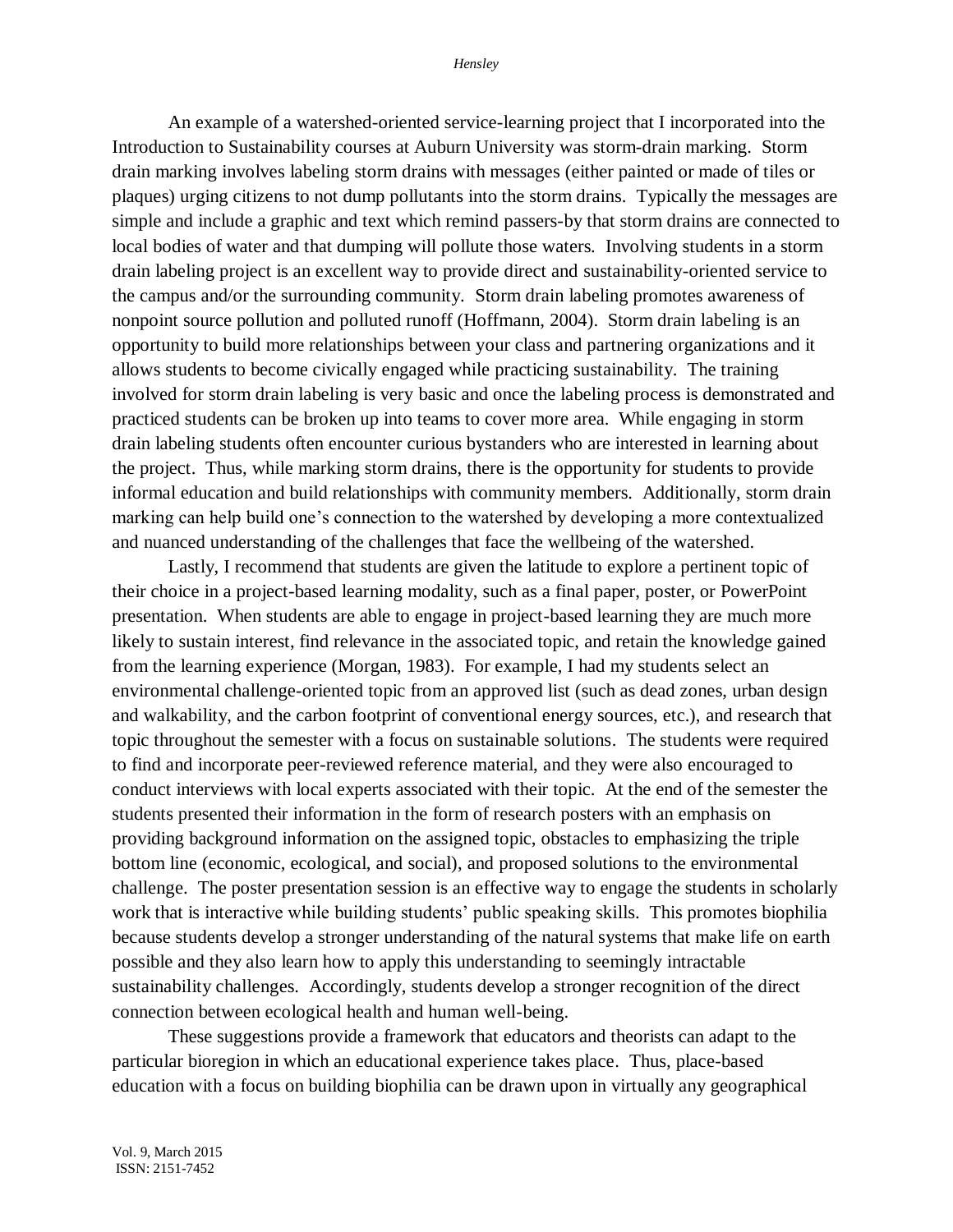An example of a watershed-oriented service-learning project that I incorporated into the Introduction to Sustainability courses at Auburn University was storm-drain marking. Storm drain marking involves labeling storm drains with messages (either painted or made of tiles or plaques) urging citizens to not dump pollutants into the storm drains. Typically the messages are simple and include a graphic and text which remind passers-by that storm drains are connected to local bodies of water and that dumping will pollute those waters. Involving students in a storm drain labeling project is an excellent way to provide direct and sustainability-oriented service to the campus and/or the surrounding community. Storm drain labeling promotes awareness of nonpoint source pollution and polluted runoff (Hoffmann, 2004). Storm drain labeling is an opportunity to build more relationships between your class and partnering organizations and it allows students to become civically engaged while practicing sustainability. The training involved for storm drain labeling is very basic and once the labeling process is demonstrated and practiced students can be broken up into teams to cover more area. While engaging in storm drain labeling students often encounter curious bystanders who are interested in learning about the project. Thus, while marking storm drains, there is the opportunity for students to provide informal education and build relationships with community members. Additionally, storm drain marking can help build one's connection to the watershed by developing a more contextualized and nuanced understanding of the challenges that face the wellbeing of the watershed.

Lastly, I recommend that students are given the latitude to explore a pertinent topic of their choice in a project-based learning modality, such as a final paper, poster, or PowerPoint presentation. When students are able to engage in project-based learning they are much more likely to sustain interest, find relevance in the associated topic, and retain the knowledge gained from the learning experience (Morgan, 1983). For example, I had my students select an environmental challenge-oriented topic from an approved list (such as dead zones, urban design and walkability, and the carbon footprint of conventional energy sources, etc.), and research that topic throughout the semester with a focus on sustainable solutions. The students were required to find and incorporate peer-reviewed reference material, and they were also encouraged to conduct interviews with local experts associated with their topic. At the end of the semester the students presented their information in the form of research posters with an emphasis on providing background information on the assigned topic, obstacles to emphasizing the triple bottom line (economic, ecological, and social), and proposed solutions to the environmental challenge. The poster presentation session is an effective way to engage the students in scholarly work that is interactive while building students' public speaking skills. This promotes biophilia because students develop a stronger understanding of the natural systems that make life on earth possible and they also learn how to apply this understanding to seemingly intractable sustainability challenges. Accordingly, students develop a stronger recognition of the direct connection between ecological health and human well-being.

These suggestions provide a framework that educators and theorists can adapt to the particular bioregion in which an educational experience takes place. Thus, place-based education with a focus on building biophilia can be drawn upon in virtually any geographical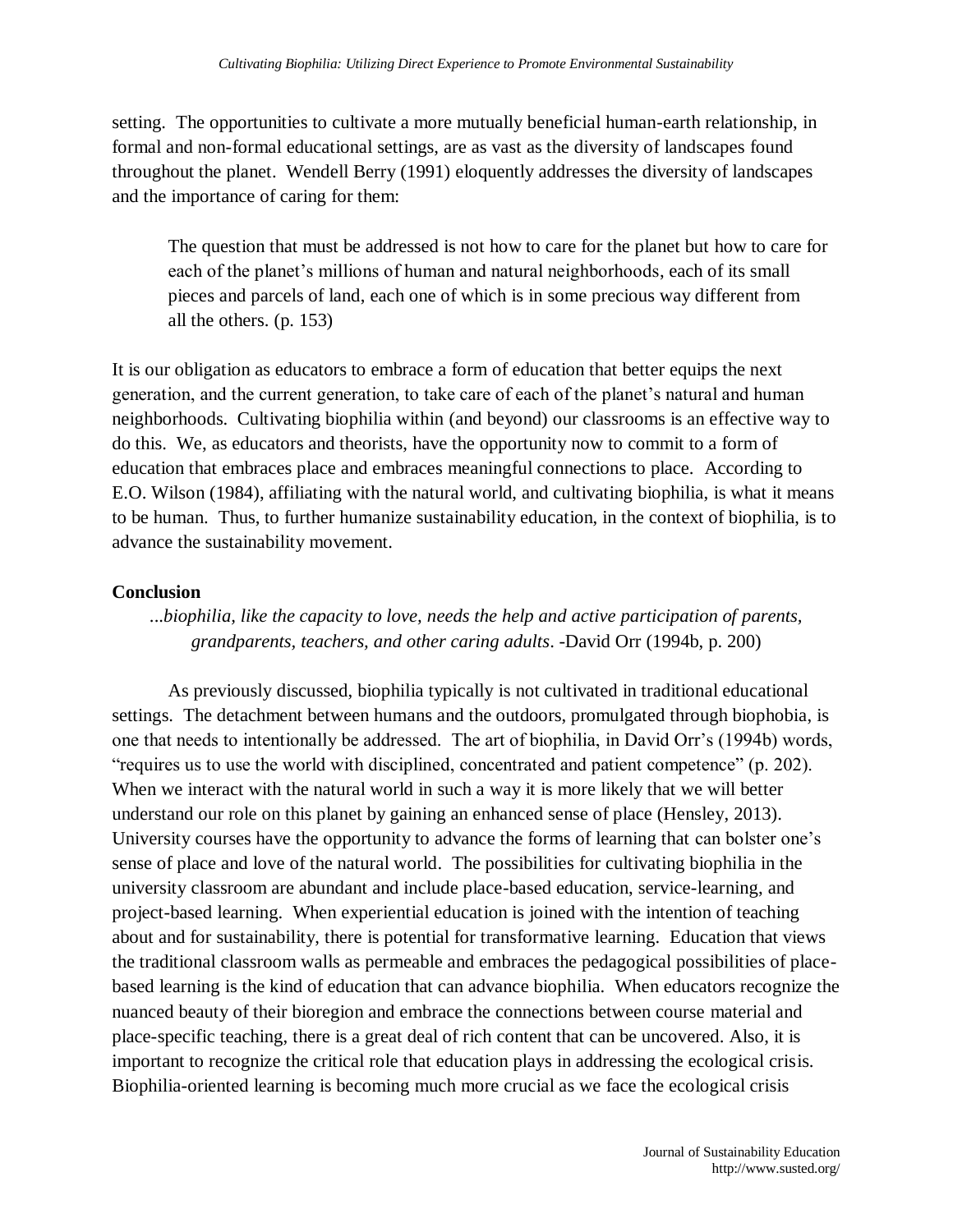setting. The opportunities to cultivate a more mutually beneficial human-earth relationship, in formal and non-formal educational settings, are as vast as the diversity of landscapes found throughout the planet. Wendell Berry (1991) eloquently addresses the diversity of landscapes and the importance of caring for them:

> The question that must be addressed is not how to care for the planet but how to care for each of the planet's millions of human and natural neighborhoods, each of its small pieces and parcels of land, each one of which is in some precious way different from all the others. (p. 153)

It is our obligation as educators to embrace a form of education that better equips the next generation, and the current generation, to take care of each of the planet's natural and human neighborhoods. Cultivating biophilia within (and beyond) our classrooms is an effective way to do this. We, as educators and theorists, have the opportunity now to commit to a form of education that embraces place and embraces meaningful connections to place. According to E.O. Wilson (1984), affiliating with the natural world, and cultivating biophilia, is what it means to be human. Thus, to further humanize sustainability education, in the context of biophilia, is to advance the sustainability movement.

## Conclusion

*...biophilia, like the capacity to love, needs the help and active participation of parents, grandparents, teachers, and other caring adults*. -David Orr (1994b, p. 200)

As previously discussed, biophilia typically is not cultivated in traditional educational settings. The detachment between humans and the outdoors, promulgated through biophobia, is one that needs to intentionally be addressed. The art of biophilia, in David Orr's (1994b) words, "requires us to use the world with disciplined, concentrated and patient competence" (p. 202). When we interact with the natural world in such a way it is more likely that we will better understand our role on this planet by gaining an enhanced sense of place (Hensley, 2013). University courses have the opportunity to advance the forms of learning that can bolster one's sense of place and love of the natural world. The possibilities for cultivating biophilia in the university classroom are abundant and include place-based education, service-learning, and project-based learning. When experiential education is joined with the intention of teaching about and for sustainability, there is potential for transformative learning. Education that views the traditional classroom walls as permeable and embraces the pedagogical possibilities of place-based learning is the kind of education that can advance biophilia. When educators recognize the nuanced beauty of their bioregion and embrace the connections between course material and place-specific teaching, there is a great deal of rich content that can be uncovered. Also, it is important to recognize the critical role that education plays in addressing the ecological crisis. Biophilia-oriented learning is becoming much more crucial as we face the ecological crisis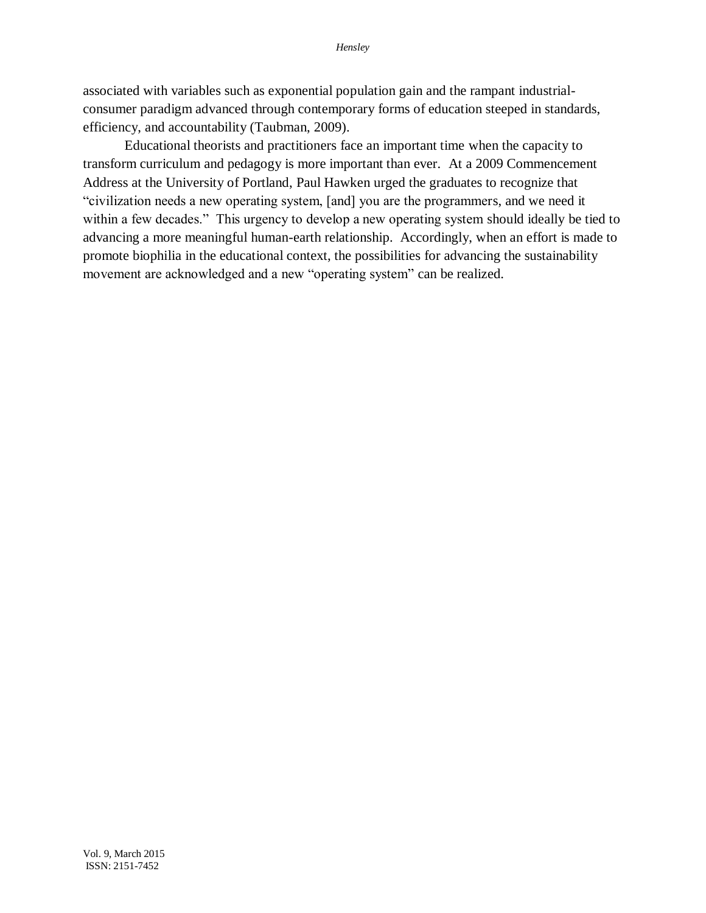associated with variables such as exponential population gain and the rampant industrial-consumer paradigm advanced through contemporary forms of education steeped in standards, efficiency, and accountability (Taubman, 2009).

Educational theorists and practitioners face an important time when the capacity to transform curriculum and pedagogy is more important than ever. At a 2009 Commencement Address at the University of Portland, Paul Hawken urged the graduates to recognize that "civilization needs a new operating system, [and] you are the programmers, and we need it within a few decades." This urgency to develop a new operating system should ideally be tied to advancing a more meaningful human-earth relationship. Accordingly, when an effort is made to promote biophilia in the educational context, the possibilities for advancing the sustainability movement are acknowledged and a new "operating system" can be realized.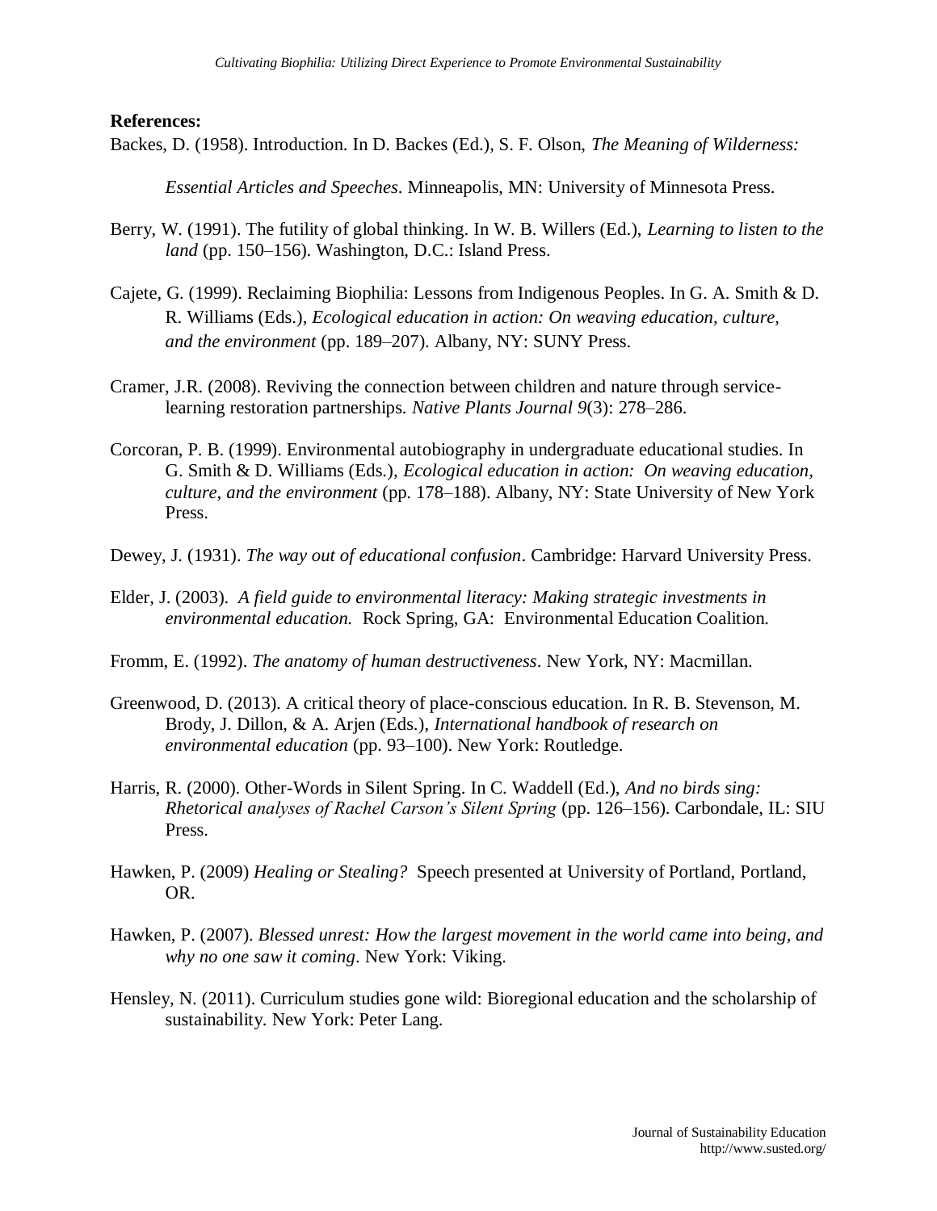**References:**

Backes, D. (1958). Introduction. In D. Backes (Ed.), S. F. Olson, *The Meaning of Wilderness: Essential Articles and Speeches*. Minneapolis, MN: University of Minnesota Press.

Berry, W. (1991). The futility of global thinking. In W. B. Willers (Ed.), *Learning to listen to the land* (pp. 150–156). Washington, D.C.: Island Press.

Cajete, G. (1999). Reclaiming Biophilia: Lessons from Indigenous Peoples. In G. A. Smith & D. R. Williams (Eds.), *Ecological education in action: On weaving education, culture, and the environment* (pp. 189–207). Albany, NY: SUNY Press.

Cramer, J.R. (2008). Reviving the connection between children and nature through service-learning restoration partnerships. *Native Plants Journal 9*(3): 278–286.

Corcoran, P. B. (1999). Environmental autobiography in undergraduate educational studies. In G. Smith & D. Williams (Eds.), *Ecological education in action: On weaving education, culture, and the environment* (pp. 178–188). Albany, NY: State University of New York Press.

Dewey, J. (1931). *The way out of educational confusion*. Cambridge: Harvard University Press.

Elder, J. (2003). *A field guide to environmental literacy: Making strategic investments in environmental education.* Rock Spring, GA: Environmental Education Coalition.

Fromm, E. (1992). *The anatomy of human destructiveness*. New York, NY: Macmillan.

Greenwood, D. (2013). A critical theory of place-conscious education. In R. B. Stevenson, M. Brody, J. Dillon, & A. Arjen (Eds.), *International handbook of research on environmental education* (pp. 93–100). New York: Routledge.

Harris, R. (2000). Other-Words in Silent Spring. In C. Waddell (Ed.), *And no birds sing: Rhetorical analyses of Rachel Carson's Silent Spring* (pp. 126–156). Carbondale, IL: SIU Press.

Hawken, P. (2009) *Healing or Stealing?* Speech presented at University of Portland, Portland, OR.

Hawken, P. (2007). *Blessed unrest: How the largest movement in the world came into being, and why no one saw it coming*. New York: Viking.

Hensley, N. (2011). Curriculum studies gone wild: Bioregional education and the scholarship of sustainability. New York: Peter Lang.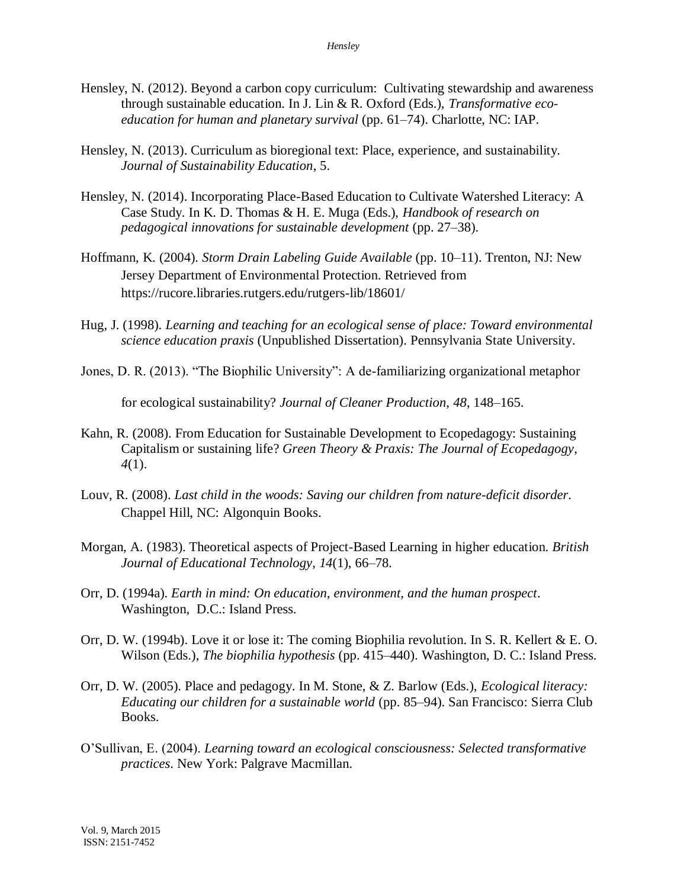Hensley, N. (2012). Beyond a carbon copy curriculum: Cultivating stewardship and awareness through sustainable education. In J. Lin & R. Oxford (Eds.), *Transformative eco-education for human and planetary survival* (pp. 61–74). Charlotte, NC: IAP.

Hensley, N. (2013). Curriculum as bioregional text: Place, experience, and sustainability. *Journal of Sustainability Education*, 5.

Hensley, N. (2014). Incorporating Place-Based Education to Cultivate Watershed Literacy: A Case Study. In K. D. Thomas & H. E. Muga (Eds.), *Handbook of research on pedagogical innovations for sustainable development* (pp. 27–38).

Hoffmann, K. (2004). *Storm Drain Labeling Guide Available* (pp. 10–11). Trenton, NJ: New Jersey Department of Environmental Protection. Retrieved from https://rucore.libraries.rutgers.edu/rutgers-lib/18601/

Hug, J. (1998). *Learning and teaching for an ecological sense of place: Toward environmental science education praxis* (Unpublished Dissertation). Pennsylvania State University.

Jones, D. R. (2013). "The Biophilic University": A de-familiarizing organizational metaphor for ecological sustainability? *Journal of Cleaner Production*, *48*, 148–165.

Kahn, R. (2008). From Education for Sustainable Development to Ecopedagogy: Sustaining Capitalism or sustaining life? *Green Theory & Praxis: The Journal of Ecopedagogy*, *4*(1).

Louv, R. (2008). *Last child in the woods: Saving our children from nature-deficit disorder*. Chappel Hill, NC: Algonquin Books.

Morgan, A. (1983). Theoretical aspects of Project-Based Learning in higher education. *British Journal of Educational Technology*, *14*(1), 66–78.

Orr, D. (1994a). *Earth in mind: On education, environment, and the human prospect*. Washington, D.C.: Island Press.

Orr, D. W. (1994b). Love it or lose it: The coming Biophilia revolution. In S. R. Kellert & E. O. Wilson (Eds.), *The biophilia hypothesis* (pp. 415–440). Washington, D. C.: Island Press.

Orr, D. W. (2005). Place and pedagogy. In M. Stone, & Z. Barlow (Eds.), *Ecological literacy: Educating our children for a sustainable world* (pp. 85–94). San Francisco: Sierra Club Books.

O'Sullivan, E. (2004). *Learning toward an ecological consciousness: Selected transformative practices*. New York: Palgrave Macmillan.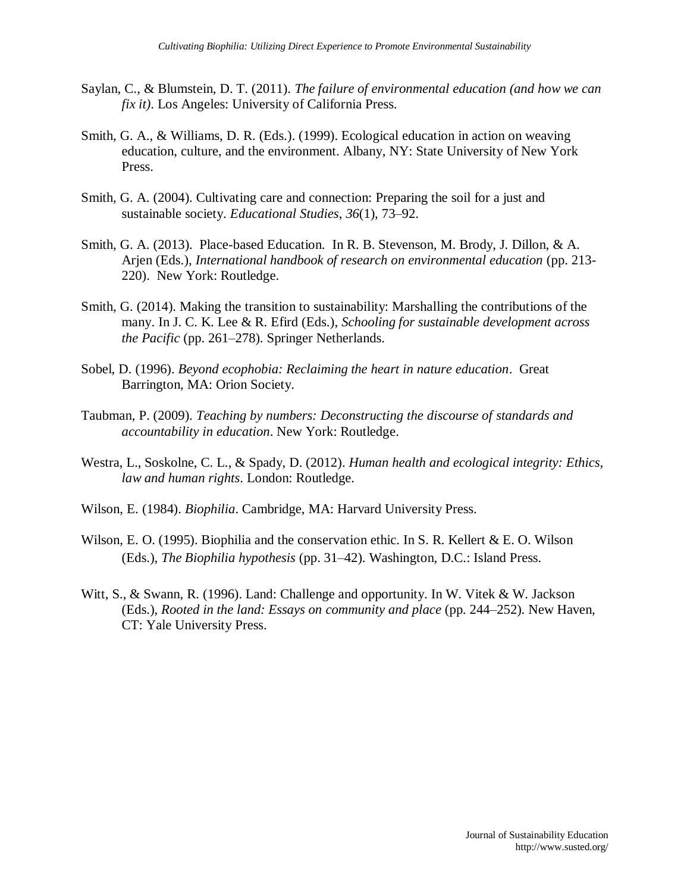Saylan, C., & Blumstein, D. T. (2011). *The failure of environmental education (and how we can fix it)*. Los Angeles: University of California Press.

Smith, G. A., & Williams, D. R. (Eds.). (1999). Ecological education in action on weaving education, culture, and the environment. Albany, NY: State University of New York Press.

Smith, G. A. (2004). Cultivating care and connection: Preparing the soil for a just and sustainable society. *Educational Studies*, *36*(1), 73–92.

Smith, G. A. (2013). Place-based Education. In R. B. Stevenson, M. Brody, J. Dillon, & A. Arjen (Eds.), *International handbook of research on environmental education* (pp. 213-220). New York: Routledge.

Smith, G. (2014). Making the transition to sustainability: Marshalling the contributions of the many. In J. C. K. Lee & R. Efird (Eds.), *Schooling for sustainable development across the Pacific* (pp. 261–278). Springer Netherlands.

Sobel, D. (1996). *Beyond ecophobia: Reclaiming the heart in nature education*. Great Barrington, MA: Orion Society.

Taubman, P. (2009). *Teaching by numbers: Deconstructing the discourse of standards and accountability in education*. New York: Routledge.

Westra, L., Soskolne, C. L., & Spady, D. (2012). *Human health and ecological integrity: Ethics, law and human rights*. London: Routledge.

Wilson, E. (1984). *Biophilia*. Cambridge, MA: Harvard University Press.

Wilson, E. O. (1995). Biophilia and the conservation ethic. In S. R. Kellert & E. O. Wilson (Eds.), *The Biophilia hypothesis* (pp. 31–42). Washington, D.C.: Island Press.

Witt, S., & Swann, R. (1996). Land: Challenge and opportunity. In W. Vitek & W. Jackson (Eds.), *Rooted in the land: Essays on community and place* (pp. 244–252). New Haven, CT: Yale University Press.